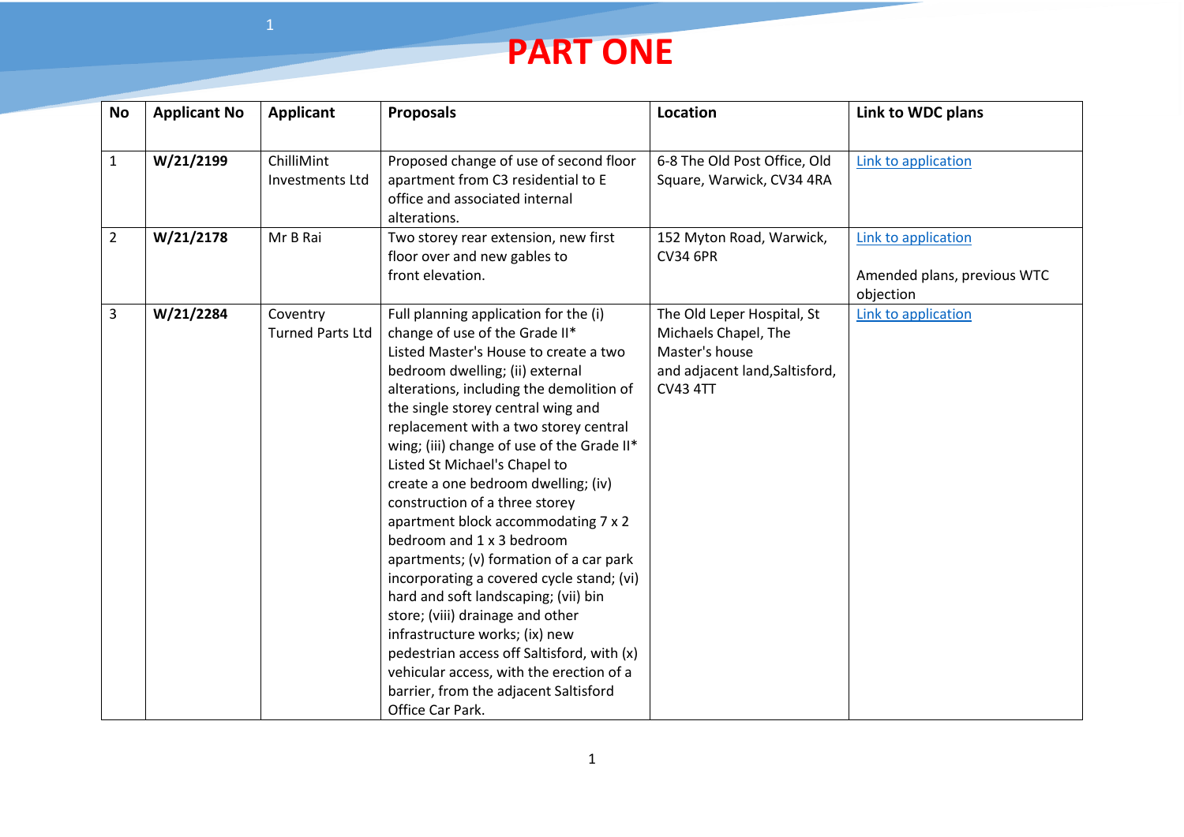# PART ONE

| No | Applicant No | Applicant | Proposals | Location | Link to WDC plans |
|---|---|---|---|---|---|
| 1 | **W/21/2199** | ChilliMint Investments Ltd | Proposed change of use of second floor apartment from C3 residential to E office and associated internal alterations. | 6-8 The Old Post Office, Old Square, Warwick, CV34 4RA | Link to application |
| 2 | **W/21/2178** | Mr B Rai | Two storey rear extension, new first floor over and new gables to front elevation. | 152 Myton Road, Warwick, CV34 6PR | Link to application<br><br>Amended plans, previous WTC objection |
| 3 | **W/21/2284** | Coventry Turned Parts Ltd | Full planning application for the (i) change of use of the Grade II* Listed Master's House to create a two bedroom dwelling; (ii) external alterations, including the demolition of the single storey central wing and replacement with a two storey central wing; (iii) change of use of the Grade II* Listed St Michael's Chapel to create a one bedroom dwelling; (iv) construction of a three storey apartment block accommodating 7 x 2 bedroom and 1 x 3 bedroom apartments; (v) formation of a car park incorporating a covered cycle stand; (vi) hard and soft landscaping; (vii) bin store; (viii) drainage and other infrastructure works; (ix) new pedestrian access off Saltisford, with (x) vehicular access, with the erection of a barrier, from the adjacent Saltisford Office Car Park. | The Old Leper Hospital, St Michaels Chapel, The Master's house and adjacent land,Saltisford, CV43 4TT | Link to application |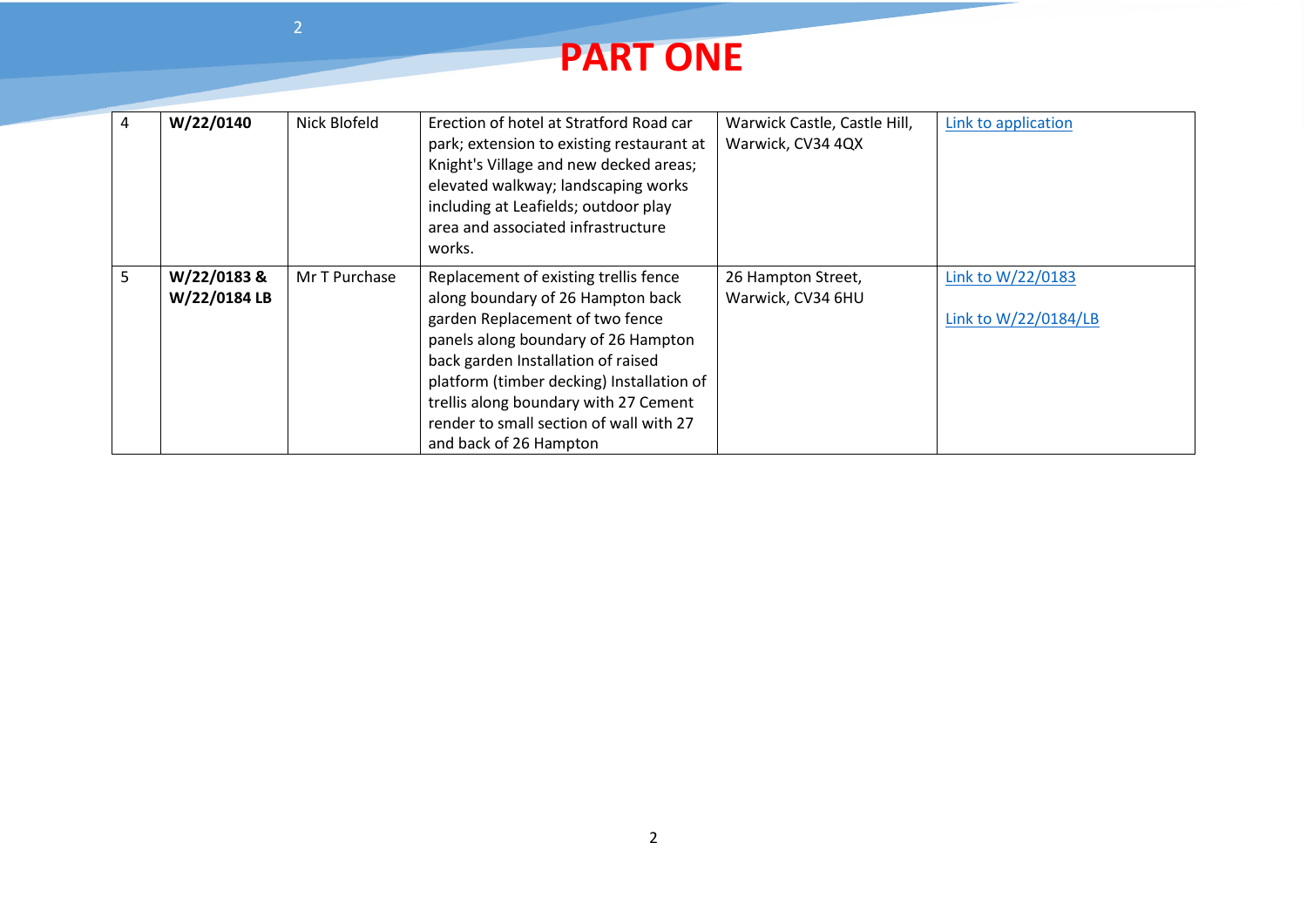# PART ONE

| | | | | | |
|---|---|---|---|---|---|
| 4 | **W/22/0140** | Nick Blofeld | Erection of hotel at Stratford Road car park; extension to existing restaurant at Knight's Village and new decked areas; elevated walkway; landscaping works including at Leafields; outdoor play area and associated infrastructure works. | Warwick Castle, Castle Hill, Warwick, CV34 4QX | Link to application |
| 5 | **W/22/0183 & W/22/0184 LB** | Mr T Purchase | Replacement of existing trellis fence along boundary of 26 Hampton back garden Replacement of two fence panels along boundary of 26 Hampton back garden Installation of raised platform (timber decking) Installation of trellis along boundary with 27 Cement render to small section of wall with 27 and back of 26 Hampton | 26 Hampton Street, Warwick, CV34 6HU | Link to W/22/0183<br><br>Link to W/22/0184/LB |